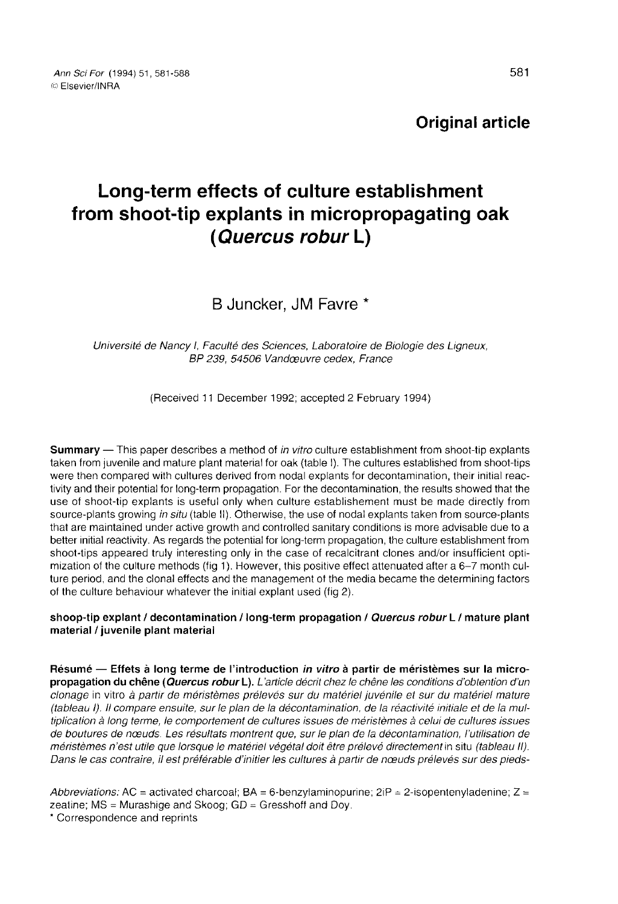**Original article**

# Long-term effects of culture establishment from shoot-tip explants in micropropagating oak (*Quercus robur* L)

B Juncker, JM Favre *

*Université de Nancy I, Faculté des Sciences, Laboratoire de Biologie des Ligneux, BP 239, 54506 Vandœuvre cedex, France*

(Received 11 December 1992; accepted 2 February 1994)

**Summary** — This paper describes a method of *in vitro* culture establishment from shoot-tip explants taken from juvenile and mature plant material for oak (table I). The cultures established from shoot-tips were then compared with cultures derived from nodal explants for decontamination, their initial reactivity and their potential for long-term propagation. For the decontamination, the results showed that the use of shoot-tip explants is useful only when culture establishement must be made directly from source-plants growing *in situ* (table II). Otherwise, the use of nodal explants taken from source-plants that are maintained under active growth and controlled sanitary conditions is more advisable due to a better initial reactivity. As regards the potential for long-term propagation, the culture establishment from shoot-tips appeared truly interesting only in the case of recalcitrant clones and/or insufficient optimization of the culture methods (fig 1). However, this positive effect attenuated after a 6–7 month culture period, and the clonal effects and the management of the media became the determining factors of the culture behaviour whatever the initial explant used (fig 2).

**shoop-tip explant / decontamination / long-term propagation / *Quercus robur* L / mature plant material / juvenile plant material**

**Résumé — Effets à long terme de l'introduction *in vitro* à partir de méristèmes sur la micropropagation du chêne (*Quercus robur* L).** *L'article décrit chez le chêne les conditions d'obtention d'un clonage* in vitro *à partir de méristèmes prélevés sur du matériel juvénile et sur du matériel mature (tableau I). Il compare ensuite, sur le plan de la décontamination, de la réactivité initiale et de la multiplication à long terme, le comportement de cultures issues de méristèmes à celui de cultures issues de boutures de nœuds. Les résultats montrent que, sur le plan de la décontamination, l'utilisation de méristèmes n'est utile que lorsque le matériel végétal doit être prélevé directement* in situ *(tableau II). Dans le cas contraire, il est préférable d'initier les cultures à partir de nœuds prélevés sur des pieds-*

*Abbreviations:* AC = activated charcoal; BA = 6-benzylaminopurine; 2iP = 2-isopentenyladenine; Z = zeatine; MS = Murashige and Skoog; GD = Gresshoff and Doy.

\* Correspondence and reprints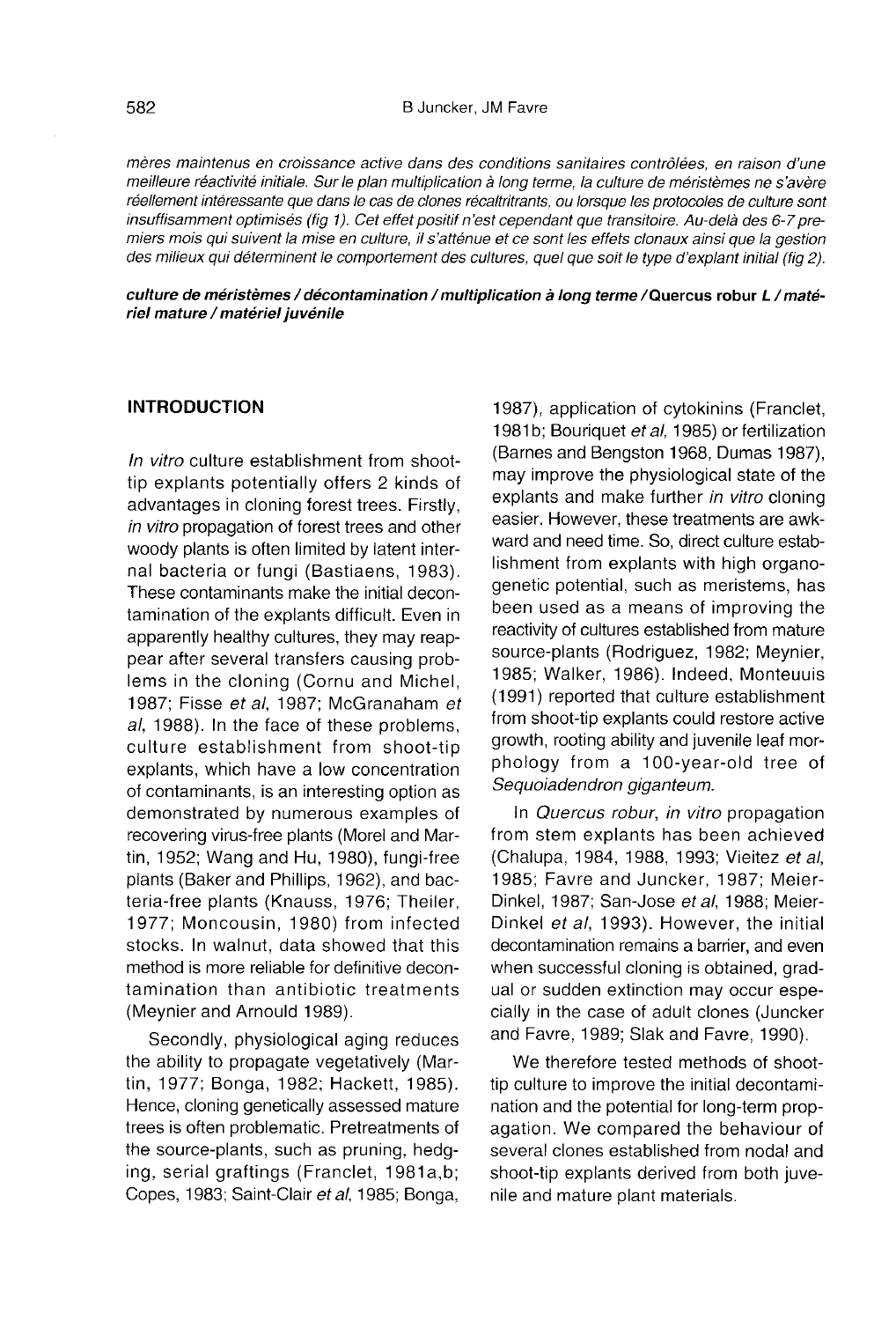*mères maintenus en croissance active dans des conditions sanitaires contrôlées, en raison d'une meilleure réactivité initiale. Sur le plan multiplication à long terme, la culture de méristèmes ne s'avère réellement intéressante que dans le cas de clones récaltritrants, ou lorsque les protocoles de culture sont insuffisamment optimisés (fig 1). Cet effet positif n'est cependant que transitoire. Au-delà des 6-7 premiers mois qui suivent la mise en culture, il s'atténue et ce sont les effets clonaux ainsi que la gestion des milieux qui déterminent le comportement des cultures, quel que soit le type d'explant initial (fig 2).*

***culture de méristèmes / décontamination / multiplication à long terme /*Quercus robur *L / matériel mature / matériel juvénile***

## INTRODUCTION

*In vitro* culture establishment from shoot-tip explants potentially offers 2 kinds of advantages in cloning forest trees. Firstly, *in vitro* propagation of forest trees and other woody plants is often limited by latent internal bacteria or fungi (Bastiaens, 1983). These contaminants make the initial decontamination of the explants difficult. Even in apparently healthy cultures, they may reappear after several transfers causing problems in the cloning (Cornu and Michel, 1987; Fisse *et al*, 1987; McGranaham *et al*, 1988). In the face of these problems, culture establishment from shoot-tip explants, which have a low concentration of contaminants, is an interesting option as demonstrated by numerous examples of recovering virus-free plants (Morel and Martin, 1952; Wang and Hu, 1980), fungi-free plants (Baker and Phillips, 1962), and bacteria-free plants (Knauss, 1976; Theiler, 1977; Moncousin, 1980) from infected stocks. In walnut, data showed that this method is more reliable for definitive decontamination than antibiotic treatments (Meynier and Arnould 1989).

Secondly, physiological aging reduces the ability to propagate vegetatively (Martin, 1977; Bonga, 1982; Hackett, 1985). Hence, cloning genetically assessed mature trees is often problematic. Pretreatments of the source-plants, such as pruning, hedging, serial graftings (Franclet, 1981a,b; Copes, 1983; Saint-Clair *et al*, 1985; Bonga, 1987), application of cytokinins (Franclet, 1981b; Bouriquet *et al*, 1985) or fertilization (Barnes and Bengston 1968, Dumas 1987), may improve the physiological state of the explants and make further *in vitro* cloning easier. However, these treatments are awkward and need time. So, direct culture establishment from explants with high organogenetic potential, such as meristems, has been used as a means of improving the reactivity of cultures established from mature source-plants (Rodriguez, 1982; Meynier, 1985; Walker, 1986). Indeed, Monteuuis (1991) reported that culture establishment from shoot-tip explants could restore active growth, rooting ability and juvenile leaf morphology from a 100-year-old tree of *Sequoiadendron giganteum*.

In *Quercus robur*, *in vitro* propagation from stem explants has been achieved (Chalupa, 1984, 1988, 1993; Vieitez *et al*, 1985; Favre and Juncker, 1987; Meier-Dinkel, 1987; San-Jose *et al*, 1988; Meier-Dinkel *et al*, 1993). However, the initial decontamination remains a barrier, and even when successful cloning is obtained, gradual or sudden extinction may occur especially in the case of adult clones (Juncker and Favre, 1989; Slak and Favre, 1990).

We therefore tested methods of shoot-tip culture to improve the initial decontamination and the potential for long-term propagation. We compared the behaviour of several clones established from nodal and shoot-tip explants derived from both juvenile and mature plant materials.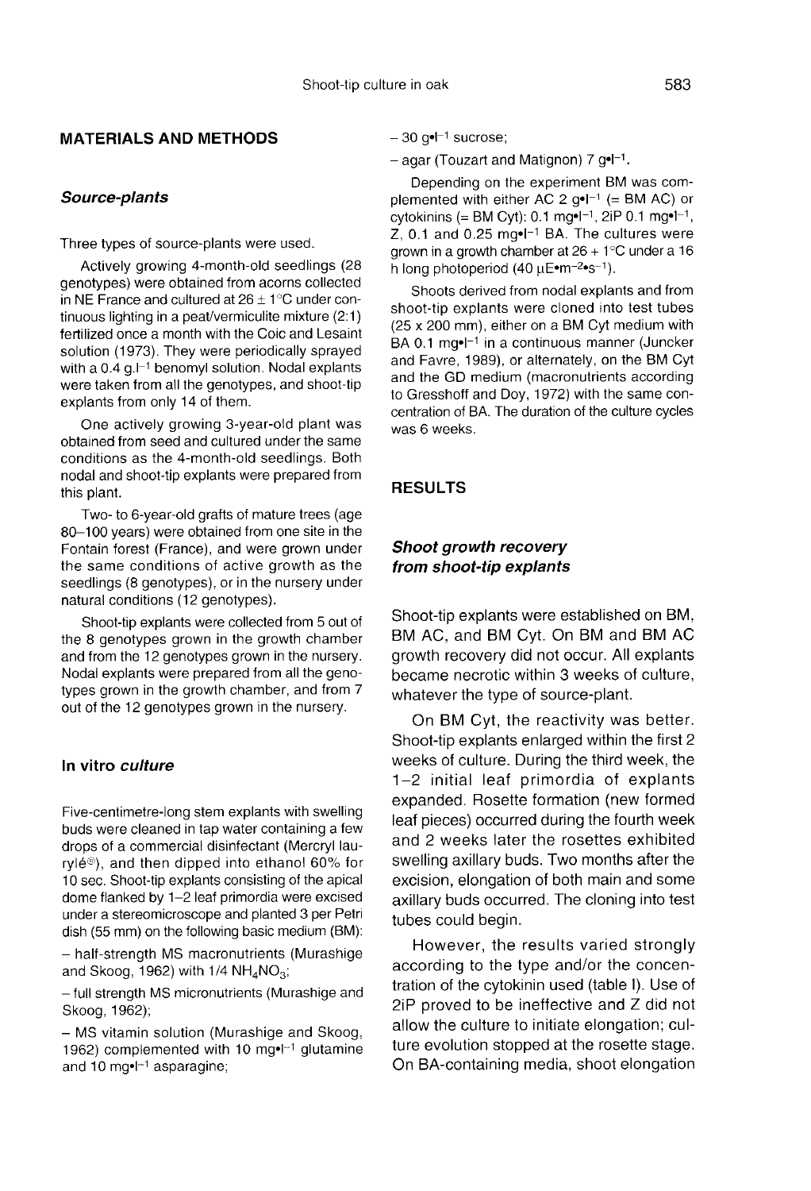## MATERIALS AND METHODS

### *Source-plants*

Three types of source-plants were used.

Actively growing 4-month-old seedlings (28 genotypes) were obtained from acorns collected in NE France and cultured at 26 ± 1°C under continuous lighting in a peat/vermiculite mixture (2:1) fertilized once a month with the Coic and Lesaint solution (1973). They were periodically sprayed with a 0.4 g.l$^{-1}$ benomyl solution. Nodal explants were taken from all the genotypes, and shoot-tip explants from only 14 of them.

One actively growing 3-year-old plant was obtained from seed and cultured under the same conditions as the 4-month-old seedlings. Both nodal and shoot-tip explants were prepared from this plant.

Two- to 6-year-old grafts of mature trees (age 80–100 years) were obtained from one site in the Fontain forest (France), and were grown under the same conditions of active growth as the seedlings (8 genotypes), or in the nursery under natural conditions (12 genotypes).

Shoot-tip explants were collected from 5 out of the 8 genotypes grown in the growth chamber and from the 12 genotypes grown in the nursery. Nodal explants were prepared from all the genotypes grown in the growth chamber, and from 7 out of the 12 genotypes grown in the nursery.

### In vitro *culture*

Five-centimetre-long stem explants with swelling buds were cleaned in tap water containing a few drops of a commercial disinfectant (Mercryl laurylé®), and then dipped into ethanol 60% for 10 sec. Shoot-tip explants consisting of the apical dome flanked by 1–2 leaf primordia were excised under a stereomicroscope and planted 3 per Petri dish (55 mm) on the following basic medium (BM):

- half-strength MS macronutrients (Murashige and Skoog, 1962) with 1/4 $NH_4NO_3$;
- full strength MS micronutrients (Murashige and Skoog, 1962);
- MS vitamin solution (Murashige and Skoog, 1962) complemented with 10 mg•l$^{-1}$ glutamine and 10 mg•l$^{-1}$ asparagine;
- 30 g•l$^{-1}$ sucrose;
- agar (Touzart and Matignon) 7 g•l$^{-1}$.

Depending on the experiment BM was complemented with either AC 2 g•l$^{-1}$ (= BM AC) or cytokinins (= BM Cyt): 0.1 mg•l$^{-1}$, 2iP 0.1 mg•l$^{-1}$, Z, 0.1 and 0.25 mg•l$^{-1}$ BA. The cultures were grown in a growth chamber at 26 + 1°C under a 16 h long photoperiod (40 μE•m$^{-2}$•s$^{-1}$).

Shoots derived from nodal explants and from shoot-tip explants were cloned into test tubes (25 x 200 mm), either on a BM Cyt medium with BA 0.1 mg•l$^{-1}$ in a continuous manner (Juncker and Favre, 1989), or alternately, on the BM Cyt and the GD medium (macronutrients according to Gresshoff and Doy, 1972) with the same concentration of BA. The duration of the culture cycles was 6 weeks.

## RESULTS

### *Shoot growth recovery from shoot-tip explants*

Shoot-tip explants were established on BM, BM AC, and BM Cyt. On BM and BM AC growth recovery did not occur. All explants became necrotic within 3 weeks of culture, whatever the type of source-plant.

On BM Cyt, the reactivity was better. Shoot-tip explants enlarged within the first 2 weeks of culture. During the third week, the 1–2 initial leaf primordia of explants expanded. Rosette formation (new formed leaf pieces) occurred during the fourth week and 2 weeks later the rosettes exhibited swelling axillary buds. Two months after the excision, elongation of both main and some axillary buds occurred. The cloning into test tubes could begin.

However, the results varied strongly according to the type and/or the concentration of the cytokinin used (table I). Use of 2iP proved to be ineffective and Z did not allow the culture to initiate elongation; culture evolution stopped at the rosette stage. On BA-containing media, shoot elongation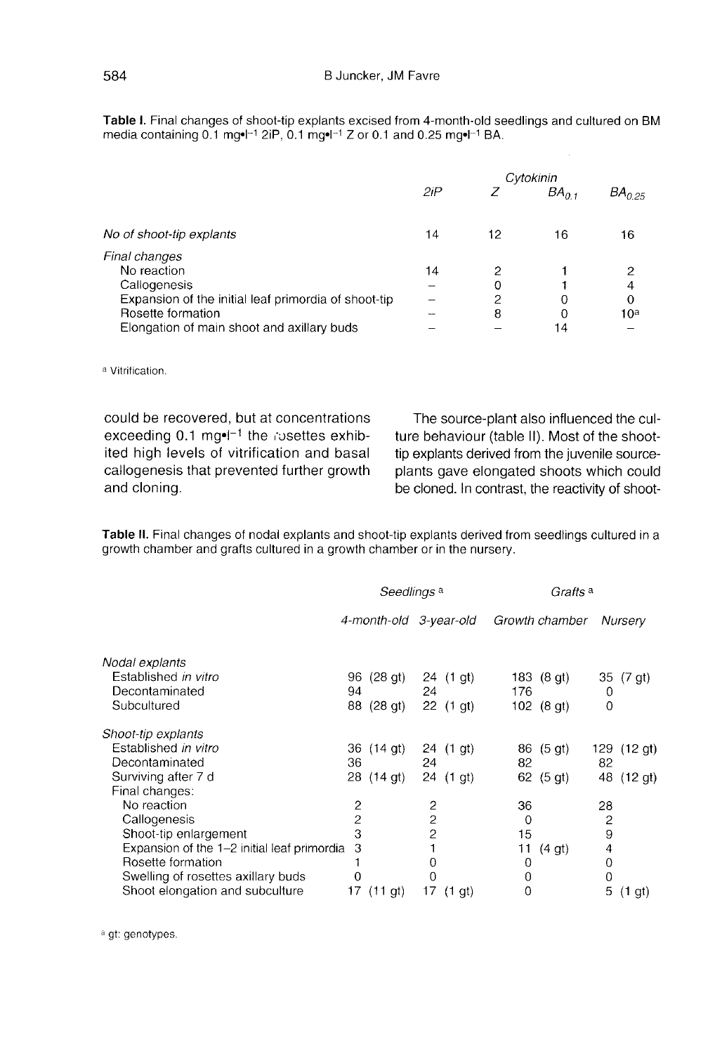**Table I.** Final changes of shoot-tip explants excised from 4-month-old seedlings and cultured on BM media containing 0.1 mg•l$^{-1}$ 2iP, 0.1 mg•l$^{-1}$ Z or 0.1 and 0.25 mg•l$^{-1}$ BA.

| | Cytokinin | | | |
|---|---|---|---|---|
| | *2iP* | *Z* | *$BA_{0.1}$* | *$BA_{0.25}$* |
| *No of shoot-tip explants* | 14 | 12 | 16 | 16 |
| *Final changes* | | | | |
| No reaction | 14 | 2 | 1 | 2 |
| Callogenesis | – | 0 | 1 | 4 |
| Expansion of the initial leaf primordia of shoot-tip | – | 2 | 0 | 0 |
| Rosette formation | – | 8 | 0 | 10[a] |
| Elongation of main shoot and axillary buds | – | – | 14 | – |

[a] Vitrification.

could be recovered, but at concentrations exceeding 0.1 mg•l$^{-1}$ the rosettes exhibited high levels of vitrification and basal callogenesis that prevented further growth and cloning.

The source-plant also influenced the culture behaviour (table II). Most of the shoot-tip explants derived from the juvenile source-plants gave elongated shoots which could be cloned. In contrast, the reactivity of shoot-

**Table II.** Final changes of nodal explants and shoot-tip explants derived from seedlings cultured in a growth chamber and grafts cultured in a growth chamber or in the nursery.

| | Seedlings [a] | | Grafts [a] | |
|---|---|---|---|---|
| | *4-month-old* | *3-year-old* | *Growth chamber* | *Nursery* |
| *Nodal explants* | | | | |
| Established *in vitro* | 96 (28 gt) | 24 (1 gt) | 183 (8 gt) | 35 (7 gt) |
| Decontaminated | 94 | 24 | 176 | 0 |
| Subcultured | 88 (28 gt) | 22 (1 gt) | 102 (8 gt) | 0 |
| *Shoot-tip explants* | | | | |
| Established *in vitro* | 36 (14 gt) | 24 (1 gt) | 86 (5 gt) | 129 (12 gt) |
| Decontaminated | 36 | 24 | 82 | 82 |
| Surviving after 7 d | 28 (14 gt) | 24 (1 gt) | 62 (5 gt) | 48 (12 gt) |
| Final changes: | | | | |
| No reaction | 2 | 2 | 36 | 28 |
| Callogenesis | 2 | 2 | 0 | 2 |
| Shoot-tip enlargement | 3 | 2 | 15 | 9 |
| Expansion of the 1–2 initial leaf primordia | 3 | 1 | 11 (4 gt) | 4 |
| Rosette formation | 1 | 0 | 0 | 0 |
| Swelling of rosettes axillary buds | 0 | 0 | 0 | 0 |
| Shoot elongation and subculture | 17 (11 gt) | 17 (1 gt) | 0 | 5 (1 gt) |

[a] gt: genotypes.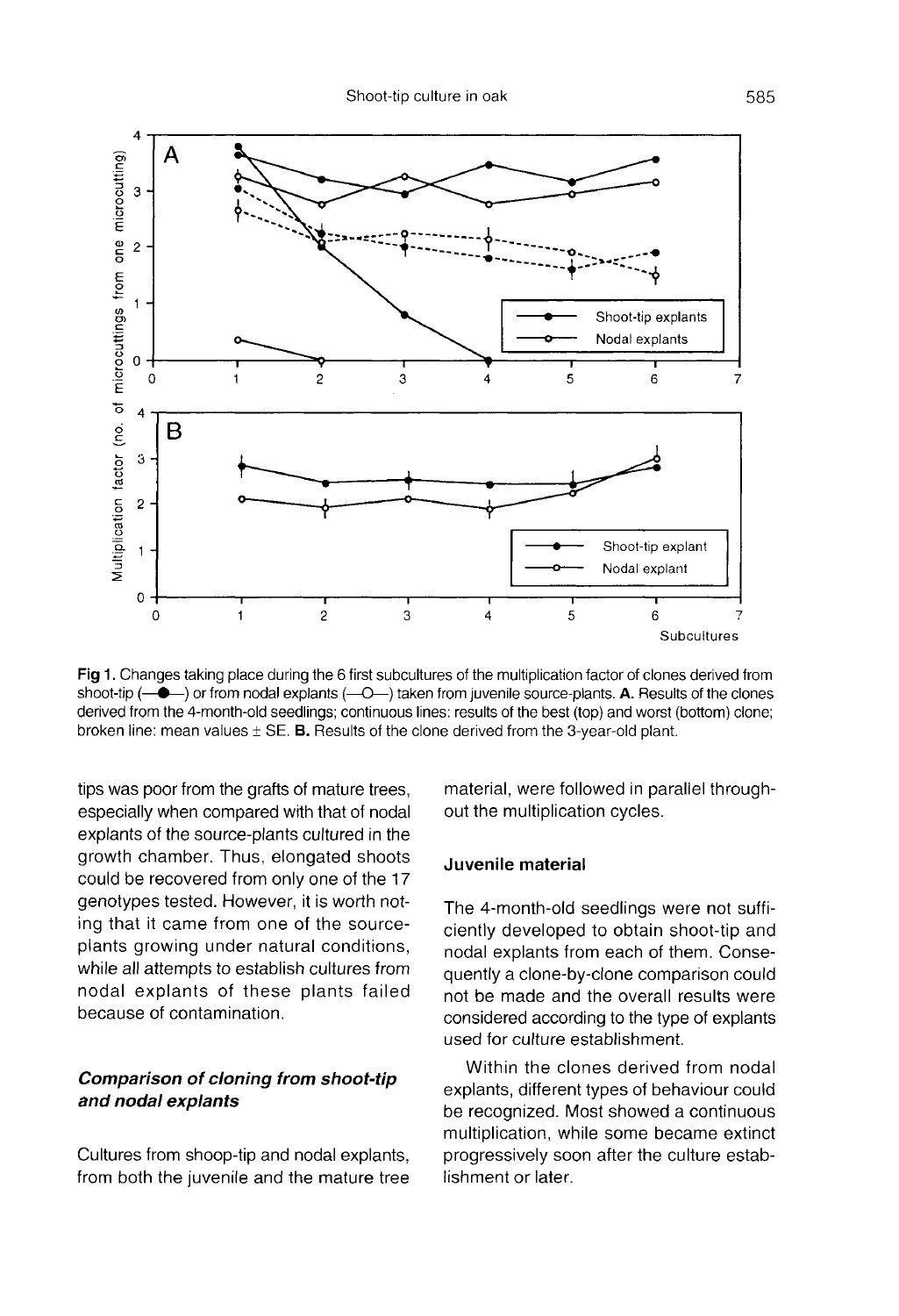**Fig 1.** Changes taking place during the 6 first subcultures of the multiplication factor of clones derived from shoot-tip (—●—) or from nodal explants (—O—) taken from juvenile source-plants. **A.** Results of the clones derived from the 4-month-old seedlings; continuous lines: results of the best (top) and worst (bottom) clone; broken line: mean values ± SE. **B.** Results of the clone derived from the 3-year-old plant.

tips was poor from the grafts of mature trees, especially when compared with that of nodal explants of the source-plants cultured in the growth chamber. Thus, elongated shoots could be recovered from only one of the 17 genotypes tested. However, it is worth noting that it came from one of the source-plants growing under natural conditions, while all attempts to establish cultures from nodal explants of these plants failed because of contamination.

### *Comparison of cloning from shoot-tip and nodal explants*

Cultures from shoop-tip and nodal explants, from both the juvenile and the mature tree material, were followed in parallel throughout the multiplication cycles.

#### Juvenile material

The 4-month-old seedlings were not sufficiently developed to obtain shoot-tip and nodal explants from each of them. Consequently a clone-by-clone comparison could not be made and the overall results were considered according to the type of explants used for culture establishment.

Within the clones derived from nodal explants, different types of behaviour could be recognized. Most showed a continuous multiplication, while some became extinct progressively soon after the culture establishment or later.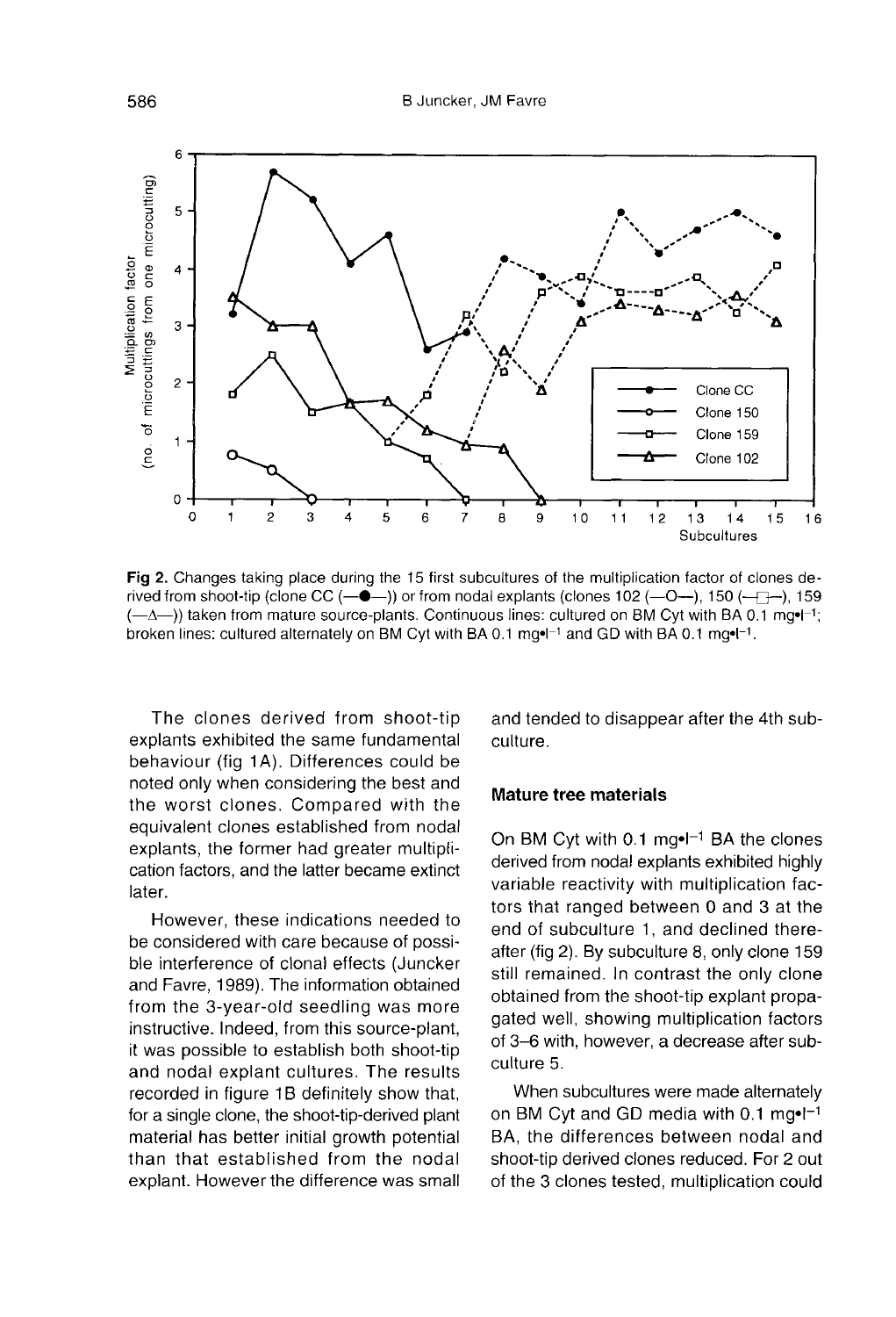Fig 2. Changes taking place during the 15 first subcultures of the multiplication factor of clones derived from shoot-tip (clone CC (—●—)) or from nodal explants (clones 102 (—O—), 150 (—□—), 159 (—Δ—)) taken from mature source-plants. Continuous lines: cultured on BM Cyt with BA 0.1 mg•l$^{-1}$; broken lines: cultured alternately on BM Cyt with BA 0.1 mg•l$^{-1}$ and GD with BA 0.1 mg•l$^{-1}$.

The clones derived from shoot-tip explants exhibited the same fundamental behaviour (fig 1A). Differences could be noted only when considering the best and the worst clones. Compared with the equivalent clones established from nodal explants, the former had greater multiplication factors, and the latter became extinct later.

However, these indications needed to be considered with care because of possible interference of clonal effects (Juncker and Favre, 1989). The information obtained from the 3-year-old seedling was more instructive. Indeed, from this source-plant, it was possible to establish both shoot-tip and nodal explant cultures. The results recorded in figure 1B definitely show that, for a single clone, the shoot-tip-derived plant material has better initial growth potential than that established from the nodal explant. However the difference was small and tended to disappear after the 4th subculture.

### Mature tree materials

On BM Cyt with 0.1 mg•l$^{-1}$ BA the clones derived from nodal explants exhibited highly variable reactivity with multiplication factors that ranged between 0 and 3 at the end of subculture 1, and declined thereafter (fig 2). By subculture 8, only clone 159 still remained. In contrast the only clone obtained from the shoot-tip explant propagated well, showing multiplication factors of 3–6 with, however, a decrease after subculture 5.

When subcultures were made alternately on BM Cyt and GD media with 0.1 mg•l$^{-1}$ BA, the differences between nodal and shoot-tip derived clones reduced. For 2 out of the 3 clones tested, multiplication could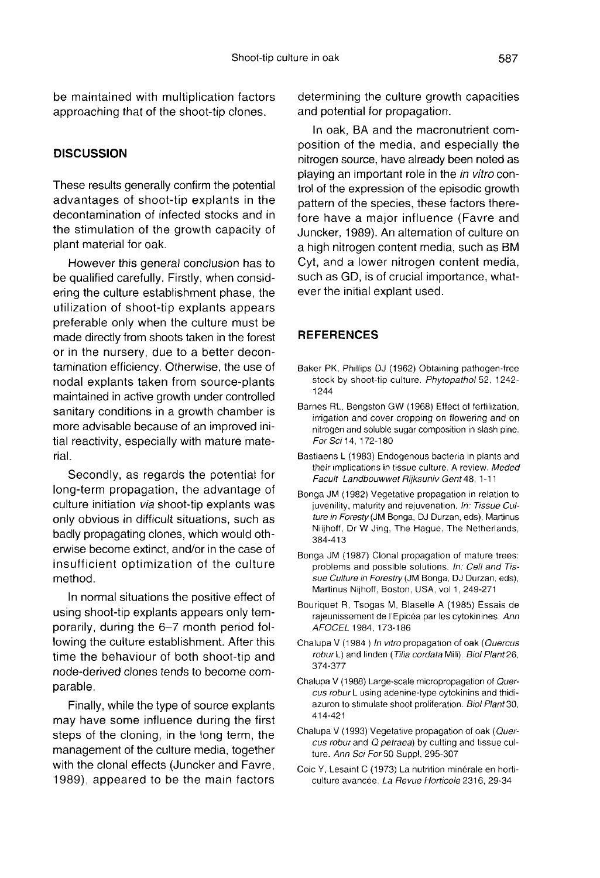be maintained with multiplication factors approaching that of the shoot-tip clones.

## DISCUSSION

These results generally confirm the potential advantages of shoot-tip explants in the decontamination of infected stocks and in the stimulation of the growth capacity of plant material for oak.

However this general conclusion has to be qualified carefully. Firstly, when considering the culture establishment phase, the utilization of shoot-tip explants appears preferable only when the culture must be made directly from shoots taken in the forest or in the nursery, due to a better decontamination efficiency. Otherwise, the use of nodal explants taken from source-plants maintained in active growth under controlled sanitary conditions in a growth chamber is more advisable because of an improved initial reactivity, especially with mature material.

Secondly, as regards the potential for long-term propagation, the advantage of culture initiation *via* shoot-tip explants was only obvious in difficult situations, such as badly propagating clones, which would otherwise become extinct, and/or in the case of insufficient optimization of the culture method.

In normal situations the positive effect of using shoot-tip explants appears only temporarily, during the 6–7 month period following the culture establishment. After this time the behaviour of both shoot-tip and node-derived clones tends to become comparable.

Finally, while the type of source explants may have some influence during the first steps of the cloning, in the long term, the management of the culture media, together with the clonal effects (Juncker and Favre, 1989), appeared to be the main factors determining the culture growth capacities and potential for propagation.

In oak, BA and the macronutrient composition of the media, and especially the nitrogen source, have already been noted as playing an important role in the *in vitro* control of the expression of the episodic growth pattern of the species, these factors therefore have a major influence (Favre and Juncker, 1989). An alternation of culture on a high nitrogen content media, such as BM Cyt, and a lower nitrogen content media, such as GD, is of crucial importance, whatever the initial explant used.

## REFERENCES

Baker PK, Phillips DJ (1962) Obtaining pathogen-free stock by shoot-tip culture. *Phytopathol* 52, 1242-1244

Barnes RL, Bengston GW (1968) Effect of fertilization, irrigation and cover cropping on flowering and on nitrogen and soluble sugar composition in slash pine. *For Sci* 14, 172-180

Bastiaens L (1983) Endogenous bacteria in plants and their implications in tissue culture. A review. *Meded Facult Landbouwwet Rijksuniv Gent* 48, 1-11

Bonga JM (1982) Vegetative propagation in relation to juvenility, maturity and rejuvenation. *In: Tissue Culture in Foresty* (JM Bonga, DJ Durzan, eds), Martinus Niijhoff, Dr W Jing, The Hague, The Netherlands, 384-413

Bonga JM (1987) Clonal propagation of mature trees: problems and possible solutions. *In: Cell and Tissue Culture in Forestry* (JM Bonga, DJ Durzan, eds), Martinus Nijhoff, Boston, USA, vol 1, 249-271

Bouriquet R, Tsogas M, Blaselle A (1985) Essais de rajeunissement de l'Epicéa par les cytokinines. *Ann AFOCEL* 1984, 173-186

Chalupa V (1984 ) *In vitro* propagation of oak (*Quercus robur* L) and linden (*Tilia cordata* Mill). *Biol Plant* 26, 374-377

Chalupa V (1988) Large-scale micropropagation of *Quercus robur* L using adenine-type cytokinins and thidiazuron to stimulate shoot proliferation. *Biol Plant* 30, 414-421

Chalupa V (1993) Vegetative propagation of oak (*Quercus robur* and *Q petraea*) by cutting and tissue culture. *Ann Sci For* 50 Suppl, 295-307

Coic Y, Lesaint C (1973) La nutrition minérale en horticulture avancée. *La Revue Horticole* 2316, 29-34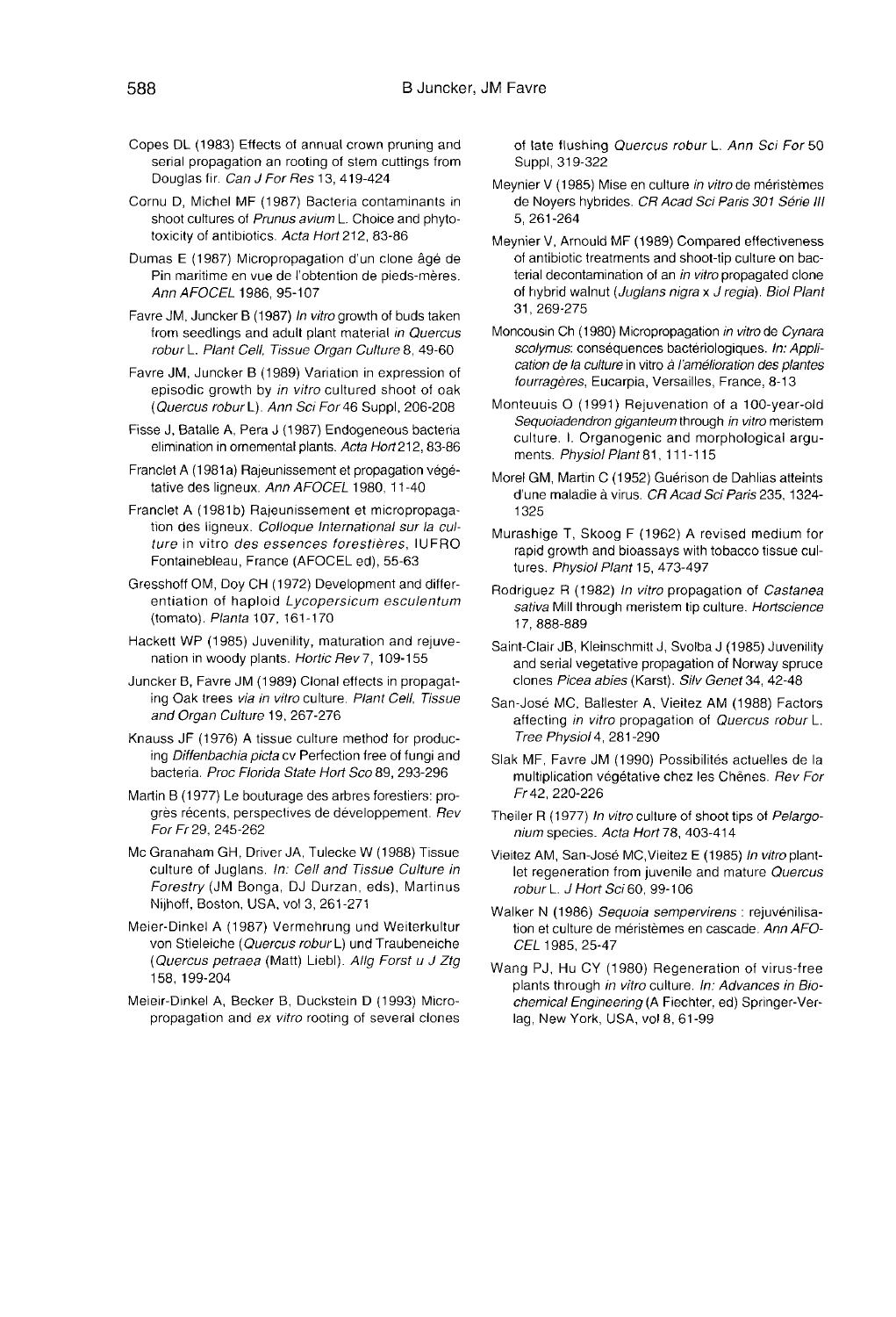Copes DL (1983) Effects of annual crown pruning and serial propagation an rooting of stem cuttings from Douglas fir. *Can J For Res* 13, 419-424

Cornu D, Michel MF (1987) Bacteria contaminants in shoot cultures of *Prunus avium* L. Choice and phytotoxicity of antibiotics. *Acta Hort* 212, 83-86

Dumas E (1987) Micropropagation d'un clone âgé de Pin maritime en vue de l'obtention de pieds-mères. *Ann AFOCEL* 1986, 95-107

Favre JM, Juncker B (1987) *In vitro* growth of buds taken from seedlings and adult plant material *in Quercus robur* L. *Plant Cell, Tissue Organ Culture* 8, 49-60

Favre JM, Juncker B (1989) Variation in expression of episodic growth by *in vitro* cultured shoot of oak (*Quercus robur* L). *Ann Sci For* 46 Suppl, 206-208

Fisse J, Batalle A, Pera J (1987) Endogeneous bacteria elimination in ornemental plants. *Acta Hort* 212, 83-86

Franclet A (1981a) Rajeunissement et propagation végétative des ligneux. *Ann AFOCEL* 1980, 11-40

Franclet A (1981b) Rajeunissement et micropropagation des ligneux. *Colloque International sur la culture* in vitro *des essences forestières*, IUFRO Fontainebleau, France (AFOCEL ed), 55-63

Gresshoff OM, Doy CH (1972) Development and differentiation of haploid *Lycopersicum esculentum* (tomato). *Planta* 107, 161-170

Hackett WP (1985) Juvenility, maturation and rejuvenation in woody plants. *Hortic Rev* 7, 109-155

Juncker B, Favre JM (1989) Clonal effects in propagating Oak trees *via in vitro* culture. *Plant Cell, Tissue and Organ Culture* 19, 267-276

Knauss JF (1976) A tissue culture method for producing *Diffenbachia picta* cv Perfection free of fungi and bacteria. *Proc Florida State Hort Sco* 89, 293-296

Martin B (1977) Le bouturage des arbres forestiers: progrès récents, perspectives de développement. *Rev For Fr* 29, 245-262

Mc Granaham GH, Driver JA, Tulecke W (1988) Tissue culture of Juglans. *In: Cell and Tissue Culture in Forestry* (JM Bonga, DJ Durzan, eds), Martinus Nijhoff, Boston, USA, vol 3, 261-271

Meier-Dinkel A (1987) Vermehrung und Weiterkultur von Stieleiche (*Quercus robur* L) und Traubeneiche (*Quercus petraea* (Matt) Liebl). *Allg Forst u J Ztg* 158, 199-204

Meieir-Dinkel A, Becker B, Duckstein D (1993) Micropropagation and *ex vitro* rooting of several clones of late flushing *Quercus robur* L. *Ann Sci For* 50 Suppl, 319-322

Meynier V (1985) Mise en culture *in vitro* de méristèmes de Noyers hybrides. *CR Acad Sci Paris 301 Série III* 5, 261-264

Meynier V, Arnould MF (1989) Compared effectiveness of antibiotic treatments and shoot-tip culture on bacterial decontamination of an *in vitro* propagated clone of hybrid walnut (*Juglans nigra* x *J regia*). *Biol Plant* 31, 269-275

Moncousin Ch (1980) Micropropagation *in vitro* de *Cynara scolymus*: conséquences bactériologiques. *In: Application de la culture* in vitro *à l'amélioration des plantes fourragères*, Eucarpia, Versailles, France, 8-13

Monteuuis O (1991) Rejuvenation of a 100-year-old *Sequoiadendron giganteum* through *in vitro* meristem culture. I. Organogenic and morphological arguments. *Physiol Plant* 81, 111-115

Morel GM, Martin C (1952) Guérison de Dahlias atteints d'une maladie à virus. *CR Acad Sci Paris* 235, 1324-1325

Murashige T, Skoog F (1962) A revised medium for rapid growth and bioassays with tobacco tissue cultures. *Physiol Plant* 15, 473-497

Rodriguez R (1982) *In vitro* propagation of *Castanea sativa* Mill through meristem tip culture. *Hortscience* 17, 888-889

Saint-Clair JB, Kleinschmitt J, Svolba J (1985) Juvenility and serial vegetative propagation of Norway spruce clones *Picea abies* (Karst). *Silv Genet* 34, 42-48

San-José MC, Ballester A, Vieitez AM (1988) Factors affecting *in vitro* propagation of *Quercus robur* L. *Tree Physiol* 4, 281-290

Slak MF, Favre JM (1990) Possibilités actuelles de la multiplication végétative chez les Chênes. *Rev For Fr* 42, 220-226

Theiler R (1977) *In vitro* culture of shoot tips of *Pelargonium* species. *Acta Hort* 78, 403-414

Vieitez AM, San-José MC, Vieitez E (1985) *In vitro* plantlet regeneration from juvenile and mature *Quercus robur* L. *J Hort Sci* 60, 99-106

Walker N (1986) *Sequoia sempervirens* : rejuvénilisation et culture de méristèmes en cascade. *Ann AFOCEL* 1985, 25-47

Wang PJ, Hu CY (1980) Regeneration of virus-free plants through *in vitro* culture. *In: Advances in Biochemical Engineering* (A Fiechter, ed) Springer-Verlag, New York, USA, vol 8, 61-99